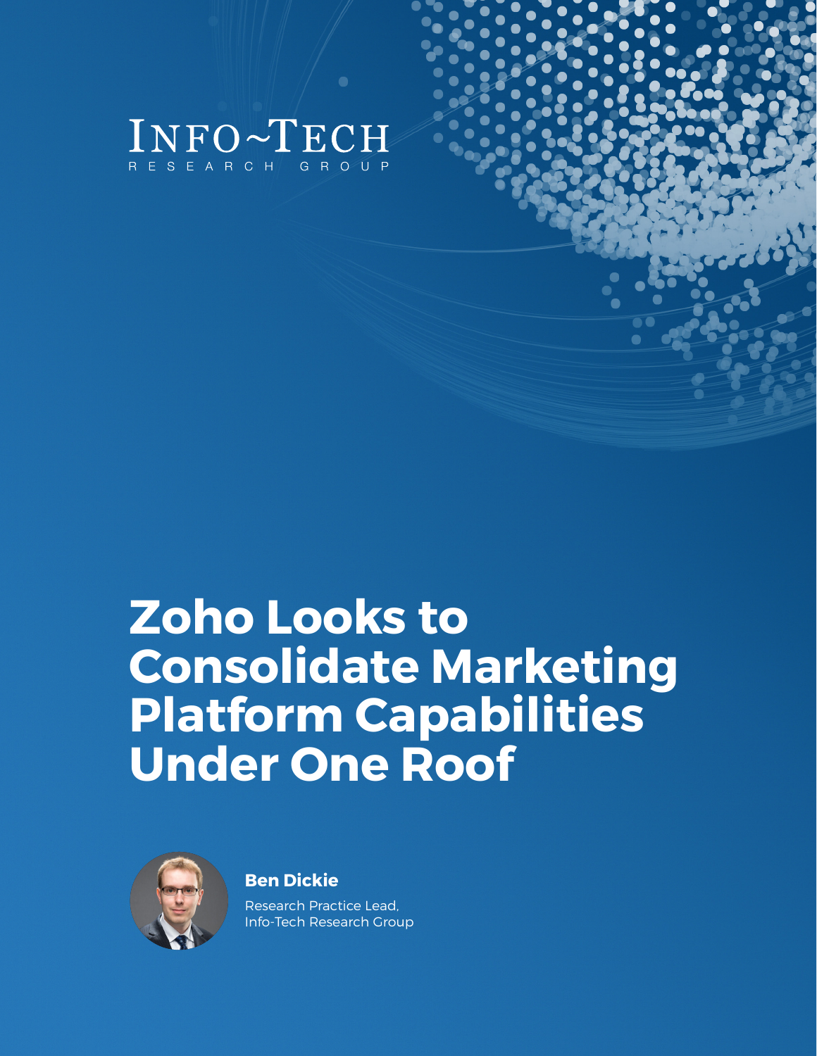INFO~TECH
RESEARCH GROUP

# Zoho Looks to Consolidate Marketing Platform Capabilities Under One Roof

**Ben Dickie**

Research Practice Lead,
Info-Tech Research Group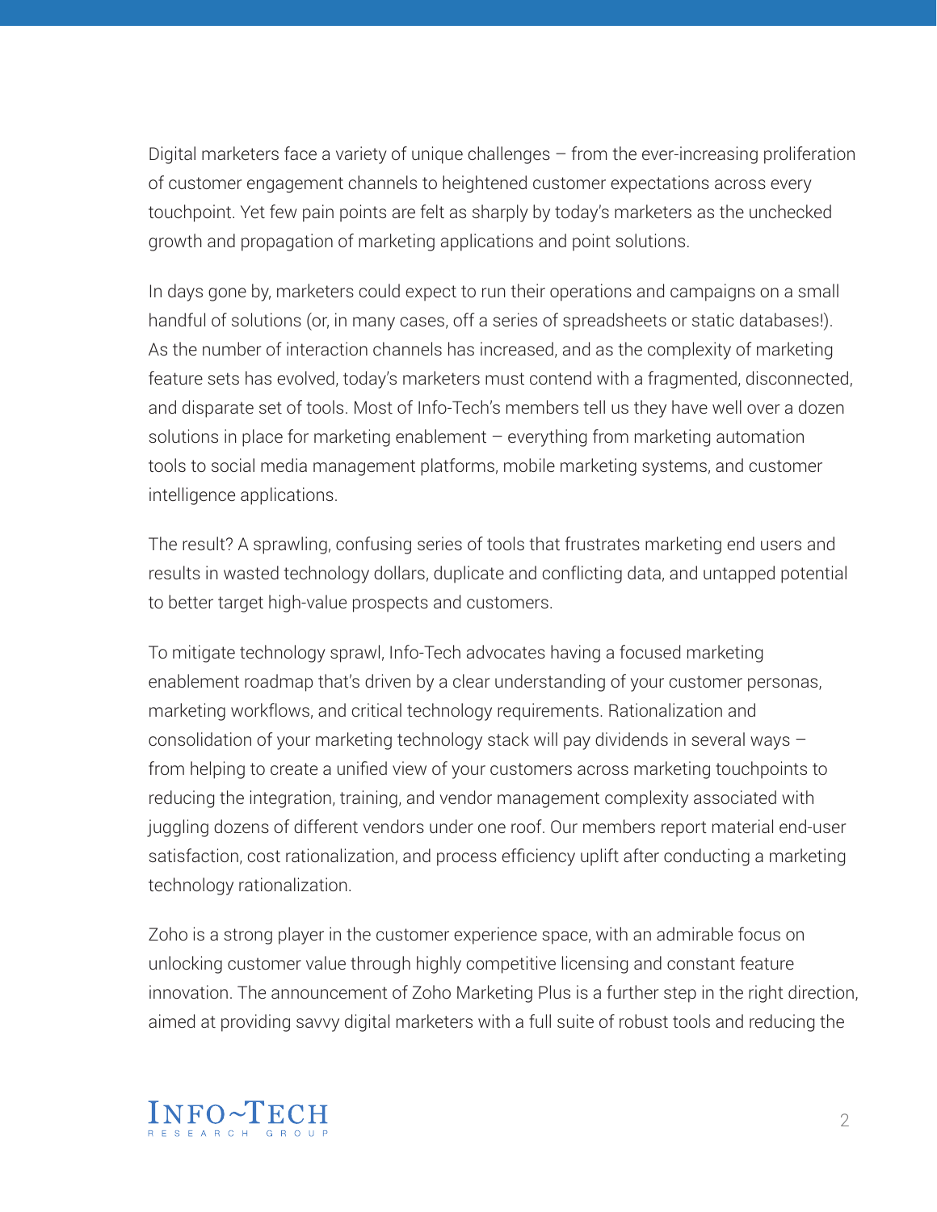Digital marketers face a variety of unique challenges – from the ever-increasing proliferation of customer engagement channels to heightened customer expectations across every touchpoint. Yet few pain points are felt as sharply by today's marketers as the unchecked growth and propagation of marketing applications and point solutions.

In days gone by, marketers could expect to run their operations and campaigns on a small handful of solutions (or, in many cases, off a series of spreadsheets or static databases!). As the number of interaction channels has increased, and as the complexity of marketing feature sets has evolved, today's marketers must contend with a fragmented, disconnected, and disparate set of tools. Most of Info-Tech's members tell us they have well over a dozen solutions in place for marketing enablement – everything from marketing automation tools to social media management platforms, mobile marketing systems, and customer intelligence applications.

The result? A sprawling, confusing series of tools that frustrates marketing end users and results in wasted technology dollars, duplicate and conflicting data, and untapped potential to better target high-value prospects and customers.

To mitigate technology sprawl, Info-Tech advocates having a focused marketing enablement roadmap that's driven by a clear understanding of your customer personas, marketing workflows, and critical technology requirements. Rationalization and consolidation of your marketing technology stack will pay dividends in several ways – from helping to create a unified view of your customers across marketing touchpoints to reducing the integration, training, and vendor management complexity associated with juggling dozens of different vendors under one roof. Our members report material end-user satisfaction, cost rationalization, and process efficiency uplift after conducting a marketing technology rationalization.

Zoho is a strong player in the customer experience space, with an admirable focus on unlocking customer value through highly competitive licensing and constant feature innovation. The announcement of Zoho Marketing Plus is a further step in the right direction, aimed at providing savvy digital marketers with a full suite of robust tools and reducing the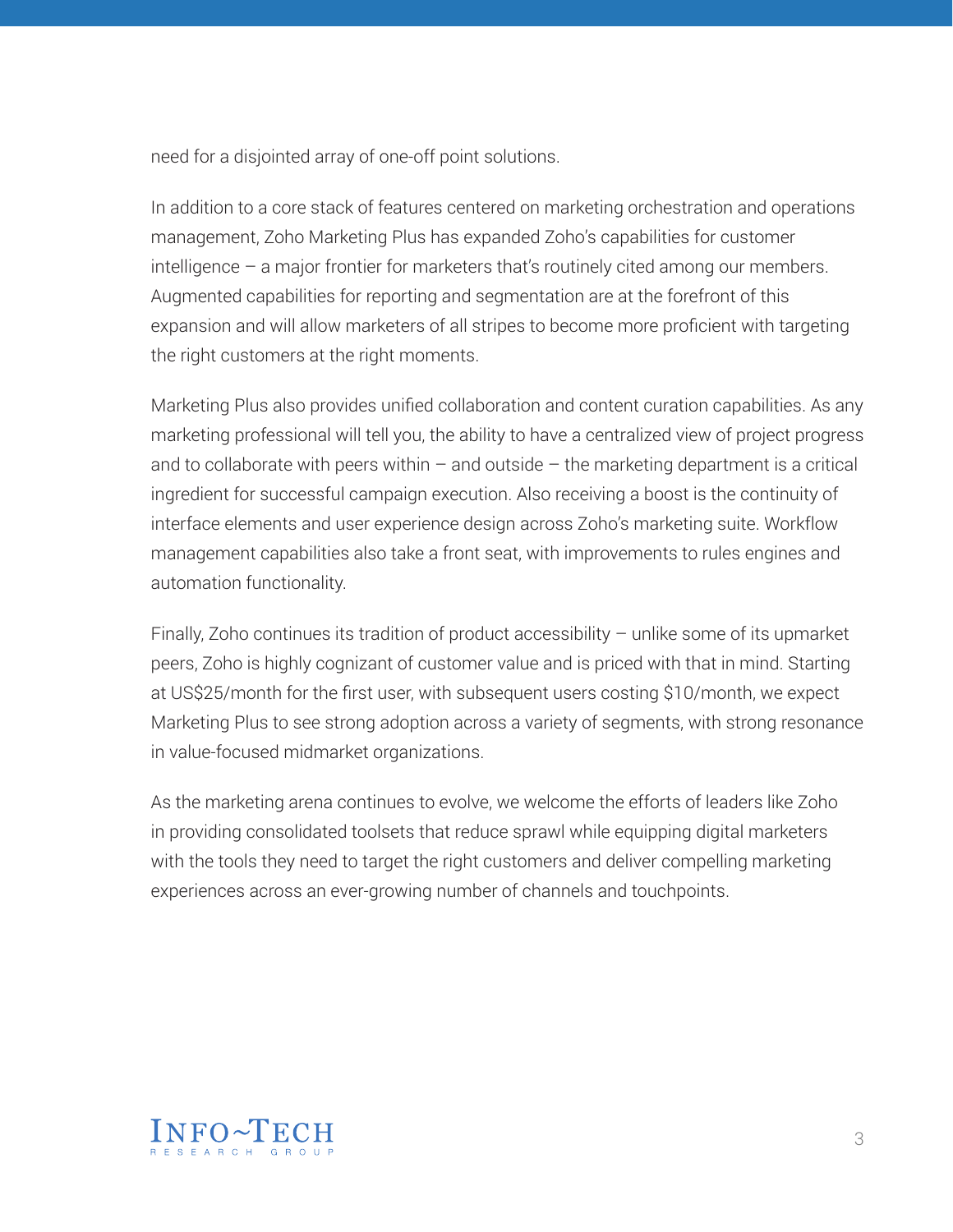need for a disjointed array of one-off point solutions.

In addition to a core stack of features centered on marketing orchestration and operations management, Zoho Marketing Plus has expanded Zoho's capabilities for customer intelligence – a major frontier for marketers that's routinely cited among our members. Augmented capabilities for reporting and segmentation are at the forefront of this expansion and will allow marketers of all stripes to become more proficient with targeting the right customers at the right moments.

Marketing Plus also provides unified collaboration and content curation capabilities. As any marketing professional will tell you, the ability to have a centralized view of project progress and to collaborate with peers within – and outside – the marketing department is a critical ingredient for successful campaign execution. Also receiving a boost is the continuity of interface elements and user experience design across Zoho's marketing suite. Workflow management capabilities also take a front seat, with improvements to rules engines and automation functionality.

Finally, Zoho continues its tradition of product accessibility – unlike some of its upmarket peers, Zoho is highly cognizant of customer value and is priced with that in mind. Starting at US$25/month for the first user, with subsequent users costing $10/month, we expect Marketing Plus to see strong adoption across a variety of segments, with strong resonance in value-focused midmarket organizations.

As the marketing arena continues to evolve, we welcome the efforts of leaders like Zoho in providing consolidated toolsets that reduce sprawl while equipping digital marketers with the tools they need to target the right customers and deliver compelling marketing experiences across an ever-growing number of channels and touchpoints.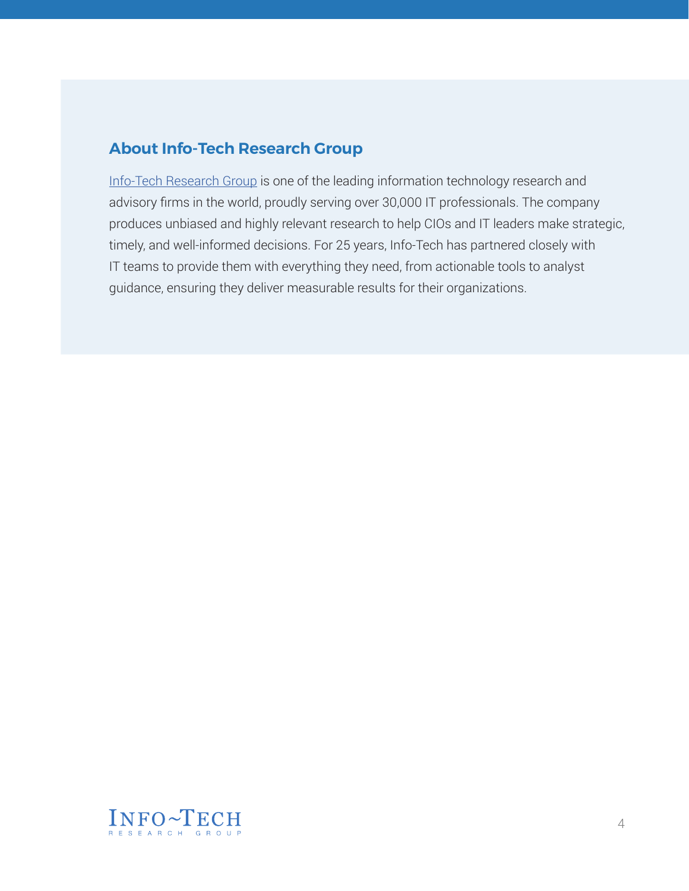## About Info-Tech Research Group

Info-Tech Research Group is one of the leading information technology research and advisory firms in the world, proudly serving over 30,000 IT professionals. The company produces unbiased and highly relevant research to help CIOs and IT leaders make strategic, timely, and well-informed decisions. For 25 years, Info-Tech has partnered closely with IT teams to provide them with everything they need, from actionable tools to analyst guidance, ensuring they deliver measurable results for their organizations.